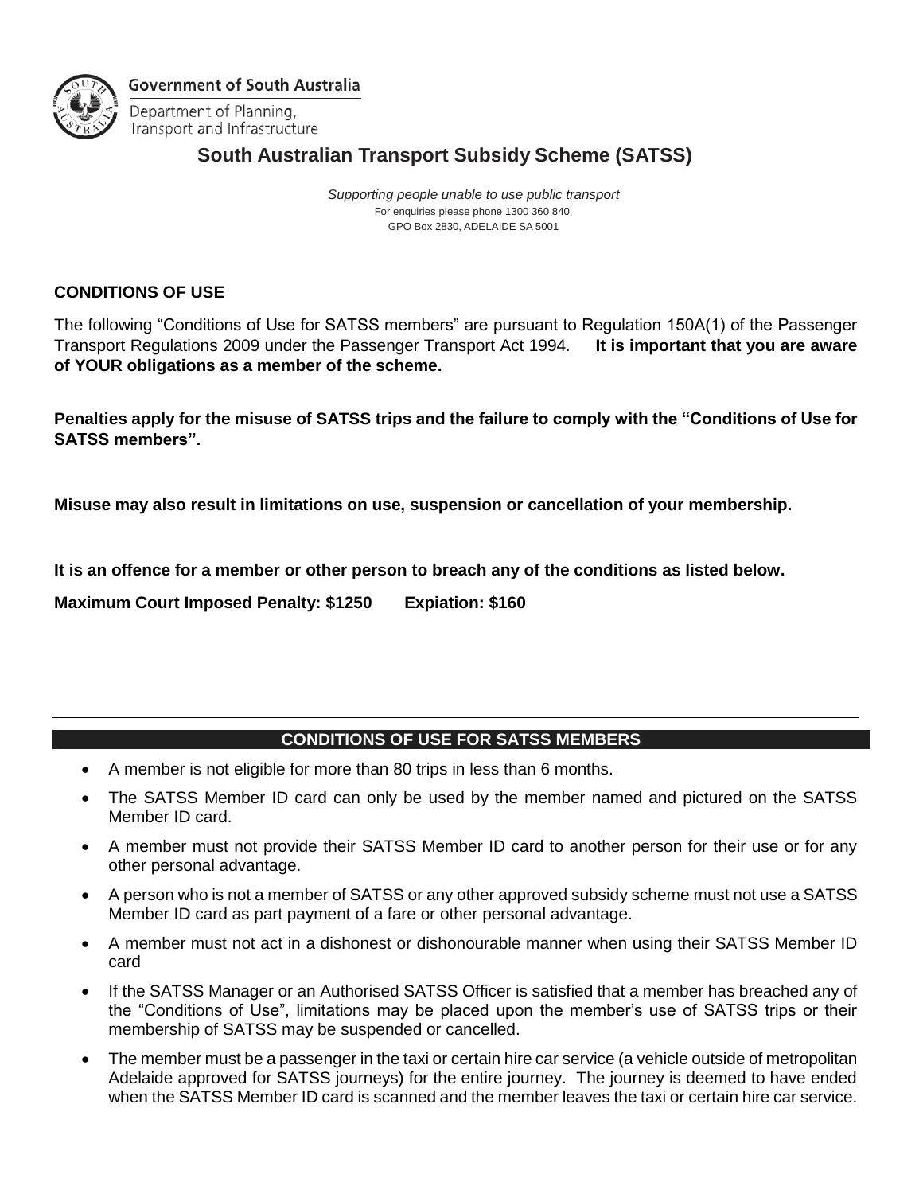Government of South Australia

Department of Planning, Transport and Infrastructure

# South Australian Transport Subsidy Scheme (SATSS)

*Supporting people unable to use public transport*

For enquiries please phone 1300 360 840,
GPO Box 2830, ADELAIDE SA 5001

## CONDITIONS OF USE

The following "Conditions of Use for SATSS members" are pursuant to Regulation 150A(1) of the Passenger Transport Regulations 2009 under the Passenger Transport Act 1994. **It is important that you are aware of YOUR obligations as a member of the scheme.**

**Penalties apply for the misuse of SATSS trips and the failure to comply with the "Conditions of Use for SATSS members".**

**Misuse may also result in limitations on use, suspension or cancellation of your membership.**

**It is an offence for a member or other person to breach any of the conditions as listed below.**

**Maximum Court Imposed Penalty: $1250 Expiation: $160**

---

## CONDITIONS OF USE FOR SATSS MEMBERS

- A member is not eligible for more than 80 trips in less than 6 months.
- The SATSS Member ID card can only be used by the member named and pictured on the SATSS Member ID card.
- A member must not provide their SATSS Member ID card to another person for their use or for any other personal advantage.
- A person who is not a member of SATSS or any other approved subsidy scheme must not use a SATSS Member ID card as part payment of a fare or other personal advantage.
- A member must not act in a dishonest or dishonourable manner when using their SATSS Member ID card
- If the SATSS Manager or an Authorised SATSS Officer is satisfied that a member has breached any of the "Conditions of Use", limitations may be placed upon the member's use of SATSS trips or their membership of SATSS may be suspended or cancelled.
- The member must be a passenger in the taxi or certain hire car service (a vehicle outside of metropolitan Adelaide approved for SATSS journeys) for the entire journey. The journey is deemed to have ended when the SATSS Member ID card is scanned and the member leaves the taxi or certain hire car service.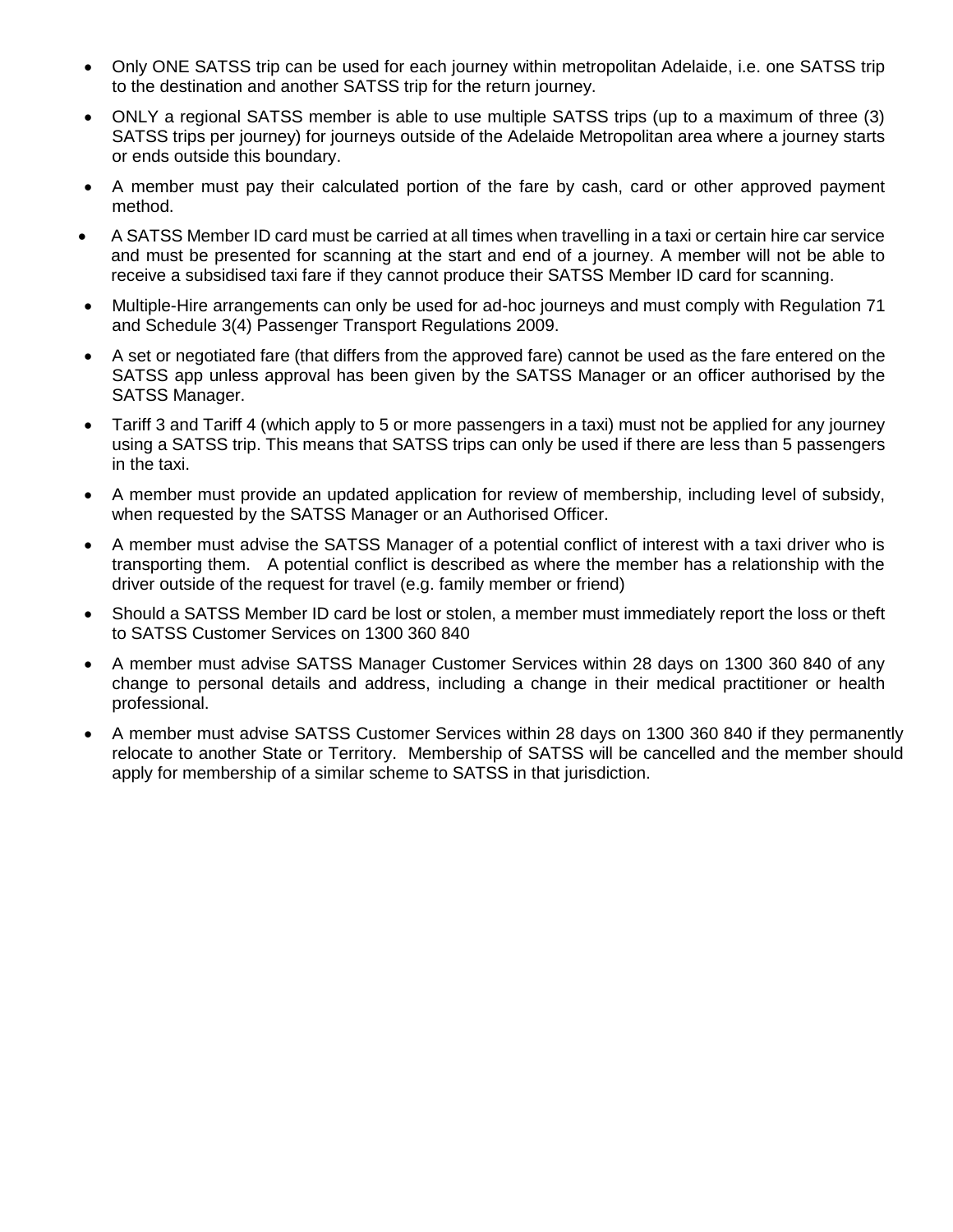- Only ONE SATSS trip can be used for each journey within metropolitan Adelaide, i.e. one SATSS trip to the destination and another SATSS trip for the return journey.
- ONLY a regional SATSS member is able to use multiple SATSS trips (up to a maximum of three (3) SATSS trips per journey) for journeys outside of the Adelaide Metropolitan area where a journey starts or ends outside this boundary.
- A member must pay their calculated portion of the fare by cash, card or other approved payment method.
- A SATSS Member ID card must be carried at all times when travelling in a taxi or certain hire car service and must be presented for scanning at the start and end of a journey. A member will not be able to receive a subsidised taxi fare if they cannot produce their SATSS Member ID card for scanning.
- Multiple-Hire arrangements can only be used for ad-hoc journeys and must comply with Regulation 71 and Schedule 3(4) Passenger Transport Regulations 2009.
- A set or negotiated fare (that differs from the approved fare) cannot be used as the fare entered on the SATSS app unless approval has been given by the SATSS Manager or an officer authorised by the SATSS Manager.
- Tariff 3 and Tariff 4 (which apply to 5 or more passengers in a taxi) must not be applied for any journey using a SATSS trip. This means that SATSS trips can only be used if there are less than 5 passengers in the taxi.
- A member must provide an updated application for review of membership, including level of subsidy, when requested by the SATSS Manager or an Authorised Officer.
- A member must advise the SATSS Manager of a potential conflict of interest with a taxi driver who is transporting them. A potential conflict is described as where the member has a relationship with the driver outside of the request for travel (e.g. family member or friend)
- Should a SATSS Member ID card be lost or stolen, a member must immediately report the loss or theft to SATSS Customer Services on 1300 360 840
- A member must advise SATSS Manager Customer Services within 28 days on 1300 360 840 of any change to personal details and address, including a change in their medical practitioner or health professional.
- A member must advise SATSS Customer Services within 28 days on 1300 360 840 if they permanently relocate to another State or Territory. Membership of SATSS will be cancelled and the member should apply for membership of a similar scheme to SATSS in that jurisdiction.